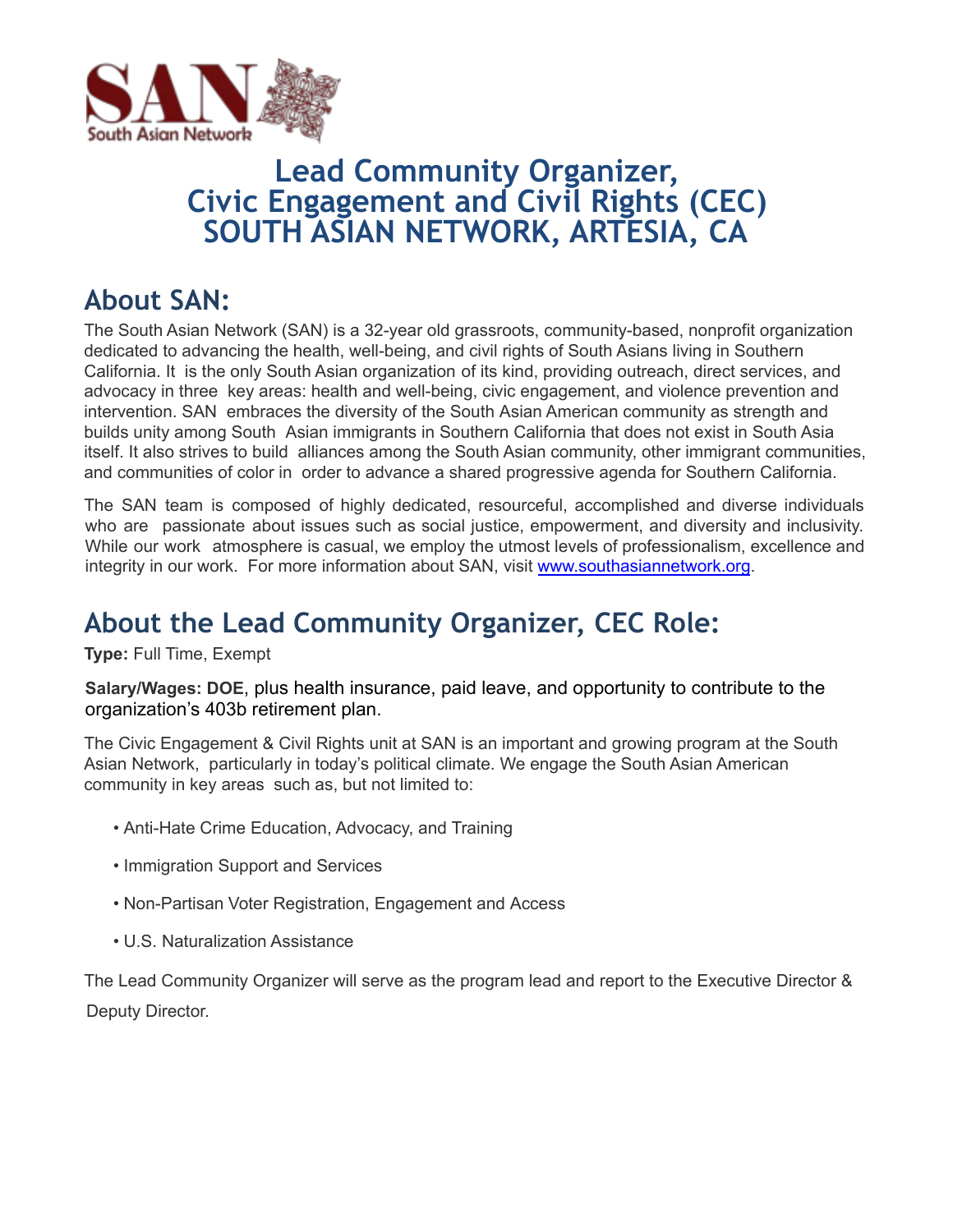# Lead Community Organizer,
# Civic Engagement and Civil Rights (CEC)
# SOUTH ASIAN NETWORK, ARTESIA, CA

## About SAN:

The South Asian Network (SAN) is a 32-year old grassroots, community-based, nonprofit organization dedicated to advancing the health, well-being, and civil rights of South Asians living in Southern California. It is the only South Asian organization of its kind, providing outreach, direct services, and advocacy in three key areas: health and well-being, civic engagement, and violence prevention and intervention. SAN embraces the diversity of the South Asian American community as strength and builds unity among South Asian immigrants in Southern California that does not exist in South Asia itself. It also strives to build alliances among the South Asian community, other immigrant communities, and communities of color in order to advance a shared progressive agenda for Southern California.

The SAN team is composed of highly dedicated, resourceful, accomplished and diverse individuals who are passionate about issues such as social justice, empowerment, and diversity and inclusivity. While our work atmosphere is casual, we employ the utmost levels of professionalism, excellence and integrity in our work. For more information about SAN, visit www.southasiannetwork.org.

## About the Lead Community Organizer, CEC Role:

**Type:** Full Time, Exempt

**Salary/Wages: DOE**, plus health insurance, paid leave, and opportunity to contribute to the organization's 403b retirement plan.

The Civic Engagement & Civil Rights unit at SAN is an important and growing program at the South Asian Network, particularly in today's political climate. We engage the South Asian American community in key areas such as, but not limited to:

- Anti-Hate Crime Education, Advocacy, and Training
- Immigration Support and Services
- Non-Partisan Voter Registration, Engagement and Access
- U.S. Naturalization Assistance

The Lead Community Organizer will serve as the program lead and report to the Executive Director & Deputy Director.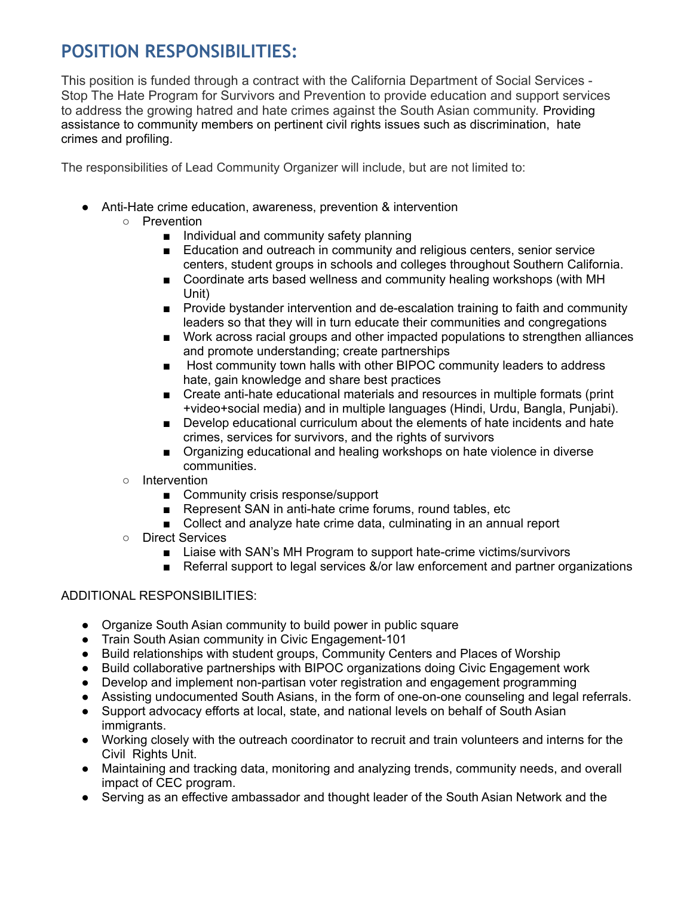## POSITION RESPONSIBILITIES:

This position is funded through a contract with the California Department of Social Services - Stop The Hate Program for Survivors and Prevention to provide education and support services to address the growing hatred and hate crimes against the South Asian community. Providing assistance to community members on pertinent civil rights issues such as discrimination, hate crimes and profiling.

The responsibilities of Lead Community Organizer will include, but are not limited to:

- Anti-Hate crime education, awareness, prevention & intervention
  - Prevention
    - Individual and community safety planning
    - Education and outreach in community and religious centers, senior service centers, student groups in schools and colleges throughout Southern California.
    - Coordinate arts based wellness and community healing workshops (with MH Unit)
    - Provide bystander intervention and de-escalation training to faith and community leaders so that they will in turn educate their communities and congregations
    - Work across racial groups and other impacted populations to strengthen alliances and promote understanding; create partnerships
    - Host community town halls with other BIPOC community leaders to address hate, gain knowledge and share best practices
    - Create anti-hate educational materials and resources in multiple formats (print +video+social media) and in multiple languages (Hindi, Urdu, Bangla, Punjabi).
    - Develop educational curriculum about the elements of hate incidents and hate crimes, services for survivors, and the rights of survivors
    - Organizing educational and healing workshops on hate violence in diverse communities.
  - Intervention
    - Community crisis response/support
    - Represent SAN in anti-hate crime forums, round tables, etc
    - Collect and analyze hate crime data, culminating in an annual report
  - Direct Services
    - Liaise with SAN's MH Program to support hate-crime victims/survivors
    - Referral support to legal services &/or law enforcement and partner organizations

ADDITIONAL RESPONSIBILITIES:

- Organize South Asian community to build power in public square
- Train South Asian community in Civic Engagement-101
- Build relationships with student groups, Community Centers and Places of Worship
- Build collaborative partnerships with BIPOC organizations doing Civic Engagement work
- Develop and implement non-partisan voter registration and engagement programming
- Assisting undocumented South Asians, in the form of one-on-one counseling and legal referrals.
- Support advocacy efforts at local, state, and national levels on behalf of South Asian immigrants.
- Working closely with the outreach coordinator to recruit and train volunteers and interns for the Civil Rights Unit.
- Maintaining and tracking data, monitoring and analyzing trends, community needs, and overall impact of CEC program.
- Serving as an effective ambassador and thought leader of the South Asian Network and the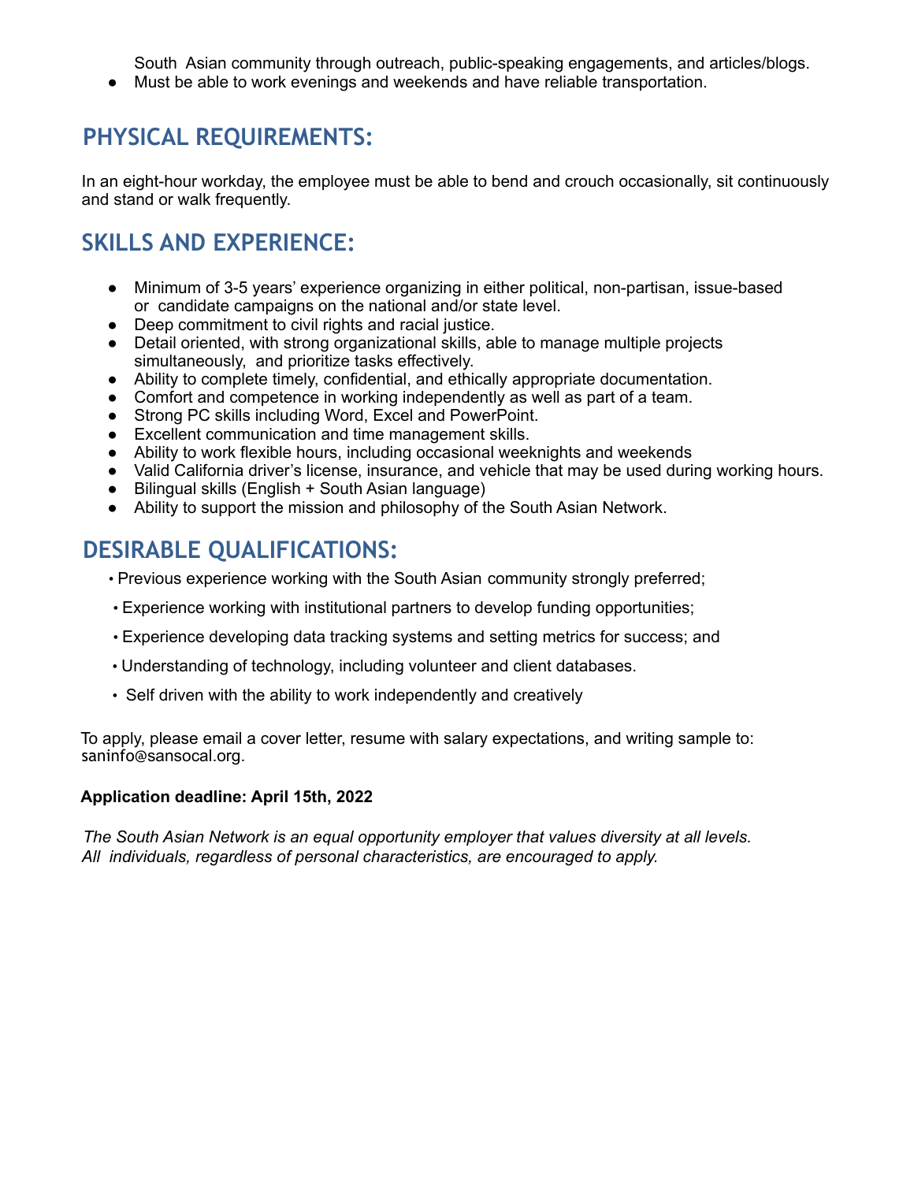South Asian community through outreach, public-speaking engagements, and articles/blogs.
- Must be able to work evenings and weekends and have reliable transportation.

## PHYSICAL REQUIREMENTS:

In an eight-hour workday, the employee must be able to bend and crouch occasionally, sit continuously and stand or walk frequently.

## SKILLS AND EXPERIENCE:

- Minimum of 3-5 years' experience organizing in either political, non-partisan, issue-based or candidate campaigns on the national and/or state level.
- Deep commitment to civil rights and racial justice.
- Detail oriented, with strong organizational skills, able to manage multiple projects simultaneously, and prioritize tasks effectively.
- Ability to complete timely, confidential, and ethically appropriate documentation.
- Comfort and competence in working independently as well as part of a team.
- Strong PC skills including Word, Excel and PowerPoint.
- Excellent communication and time management skills.
- Ability to work flexible hours, including occasional weeknights and weekends
- Valid California driver's license, insurance, and vehicle that may be used during working hours.
- Bilingual skills (English + South Asian language)
- Ability to support the mission and philosophy of the South Asian Network.

## DESIRABLE QUALIFICATIONS:

- Previous experience working with the South Asian community strongly preferred;
- Experience working with institutional partners to develop funding opportunities;
- Experience developing data tracking systems and setting metrics for success; and
- Understanding of technology, including volunteer and client databases.
- Self driven with the ability to work independently and creatively

To apply, please email a cover letter, resume with salary expectations, and writing sample to: saninfo@sansocal.org.

**Application deadline: April 15th, 2022**

*The South Asian Network is an equal opportunity employer that values diversity at all levels. All individuals, regardless of personal characteristics, are encouraged to apply.*